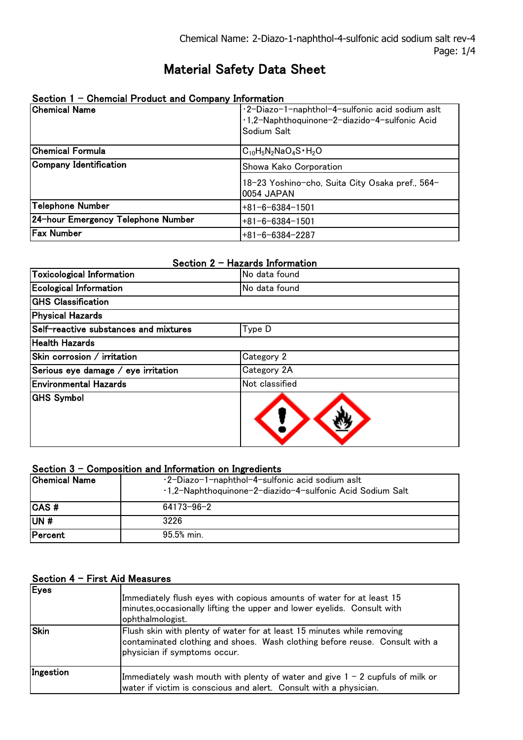# Material Safety Data Sheet

## Section 1 – Chemcial Product and Company Information

| | |
|---|---|
| **Chemical Name** | ·2–Diazo–1–naphthol–4–sulfonic acid sodium aslt<br>·1,2–Naphthoquinone–2–diazido–4–sulfonic Acid Sodium Salt |
| **Chemical Formula** | $C_{10}H_5N_2NaO_4S \cdot H_2O$ |
| **Company Identification** | Showa Kako Corporation<br>18–23 Yoshino–cho, Suita City Osaka pref., 564–0054 JAPAN |
| **Telephone Number** | +81–6–6384–1501 |
| **24–hour Emergency Telephone Number** | +81–6–6384–1501 |
| **Fax Number** | +81–6–6384–2287 |

## Section 2 – Hazards Information

| | |
|---|---|
| **Toxicological Information** | No data found |
| **Ecological Information** | No data found |
| **GHS Classification** | |
| **Physical Hazards** | |
| **Self–reactive substances and mixtures** | Type D |
| **Health Hazards** | |
| **Skin corrosion / irritation** | Category 2 |
| **Serious eye damage / eye irritation** | Category 2A |
| **Environmental Hazards** | Not classified |
| **GHS Symbol** | |

## Section 3 – Composition and Information on Ingredients

| | |
|---|---|
| **Chemical Name** | ·2–Diazo–1–naphthol–4–sulfonic acid sodium aslt<br>·1,2–Naphthoquinone–2–diazido–4–sulfonic Acid Sodium Salt |
| **CAS #** | 64173–96–2 |
| **UN #** | 3226 |
| **Percent** | 95.5% min. |

## Section 4 – First Aid Measures

| | |
|---|---|
| **Eyes** | Immediately flush eyes with copious amounts of water for at least 15 minutes,occasionally lifting the upper and lower eyelids. Consult with ophthalmologist. |
| **Skin** | Flush skin with plenty of water for at least 15 minutes while removing contaminated clothing and shoes. Wash clothing before reuse. Consult with a physician if symptoms occur. |
| **Ingestion** | Immediately wash mouth with plenty of water and give 1 – 2 cupfuls of milk or water if victim is conscious and alert. Consult with a physician. |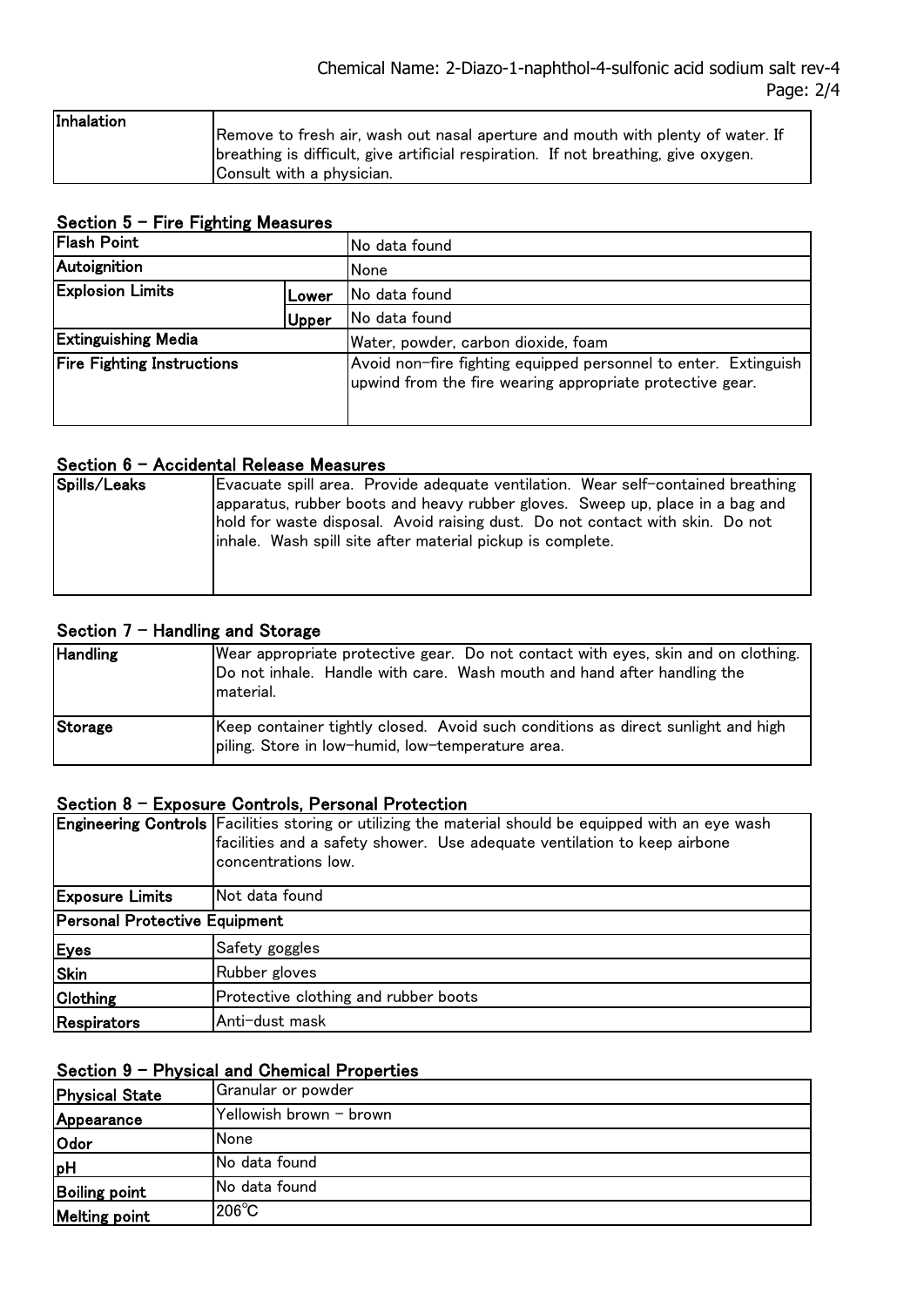| Inhalation | Remove to fresh air, wash out nasal aperture and mouth with plenty of water. If breathing is difficult, give artificial respiration. If not breathing, give oxygen. Consult with a physician. |
|---|---|

## Section 5 – Fire Fighting Measures

| Flash Point | | No data found |
|---|---|---|
| Autoignition | | None |
| Explosion Limits | Lower | No data found |
| | Upper | No data found |
| Extinguishing Media | | Water, powder, carbon dioxide, foam |
| Fire Fighting Instructions | | Avoid non-fire fighting equipped personnel to enter. Extinguish upwind from the fire wearing appropriate protective gear. |

## Section 6 – Accidental Release Measures

| Spills/Leaks | Evacuate spill area. Provide adequate ventilation. Wear self-contained breathing apparatus, rubber boots and heavy rubber gloves. Sweep up, place in a bag and hold for waste disposal. Avoid raising dust. Do not contact with skin. Do not inhale. Wash spill site after material pickup is complete. |
|---|---|

## Section 7 – Handling and Storage

| Handling | Wear appropriate protective gear. Do not contact with eyes, skin and on clothing. Do not inhale. Handle with care. Wash mouth and hand after handling the material. |
|---|---|
| Storage | Keep container tightly closed. Avoid such conditions as direct sunlight and high piling. Store in low-humid, low-temperature area. |

## Section 8 – Exposure Controls, Personal Protection

| Engineering Controls | Facilities storing or utilizing the material should be equipped with an eye wash facilities and a safety shower. Use adequate ventilation to keep airbone concentrations low. |
|---|---|
| Exposure Limits | Not data found |
| **Personal Protective Equipment** | |
| Eyes | Safety goggles |
| Skin | Rubber gloves |
| Clothing | Protective clothing and rubber boots |
| Respirators | Anti-dust mask |

## Section 9 – Physical and Chemical Properties

| Physical State | Granular or powder |
|---|---|
| Appearance | Yellowish brown – brown |
| Odor | None |
| pH | No data found |
| Boiling point | No data found |
| Melting point | 206℃ |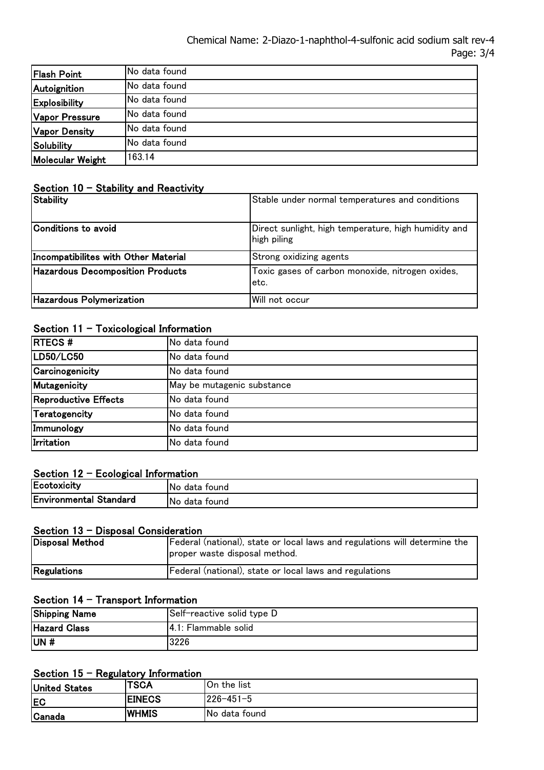| Flash Point | No data found |
|---|---|
| Autoignition | No data found |
| Explosibility | No data found |
| Vapor Pressure | No data found |
| Vapor Density | No data found |
| Solubility | No data found |
| Molecular Weight | 163.14 |

## Section 10 – Stability and Reactivity

| Stability | Stable under normal temperatures and conditions |
|---|---|
| Conditions to avoid | Direct sunlight, high temperature, high humidity and high piling |
| Incompatibilites with Other Material | Strong oxidizing agents |
| Hazardous Decomposition Products | Toxic gases of carbon monoxide, nitrogen oxides, etc. |
| Hazardous Polymerization | Will not occur |

## Section 11 – Toxicological Information

| RTECS # | No data found |
|---|---|
| LD50/LC50 | No data found |
| Carcinogenicity | No data found |
| Mutagenicity | May be mutagenic substance |
| Reproductive Effects | No data found |
| Teratogencity | No data found |
| Immunology | No data found |
| Irritation | No data found |

## Section 12 – Ecological Information

| Ecotoxicity | No data found |
|---|---|
| Environmental Standard | No data found |

## Section 13 – Disposal Consideration

| Disposal Method | Federal (national), state or local laws and regulations will determine the proper waste disposal method. |
|---|---|
| Regulations | Federal (national), state or local laws and regulations |

## Section 14 – Transport Information

| Shipping Name | Self-reactive solid type D |
|---|---|
| Hazard Class | 4.1: Flammable solid |
| UN # | 3226 |

## Section 15 – Regulatory Information

| United States | TSCA | On the list |
|---|---|---|
| EC | EINECS | 226-451-5 |
| Canada | WHMIS | No data found |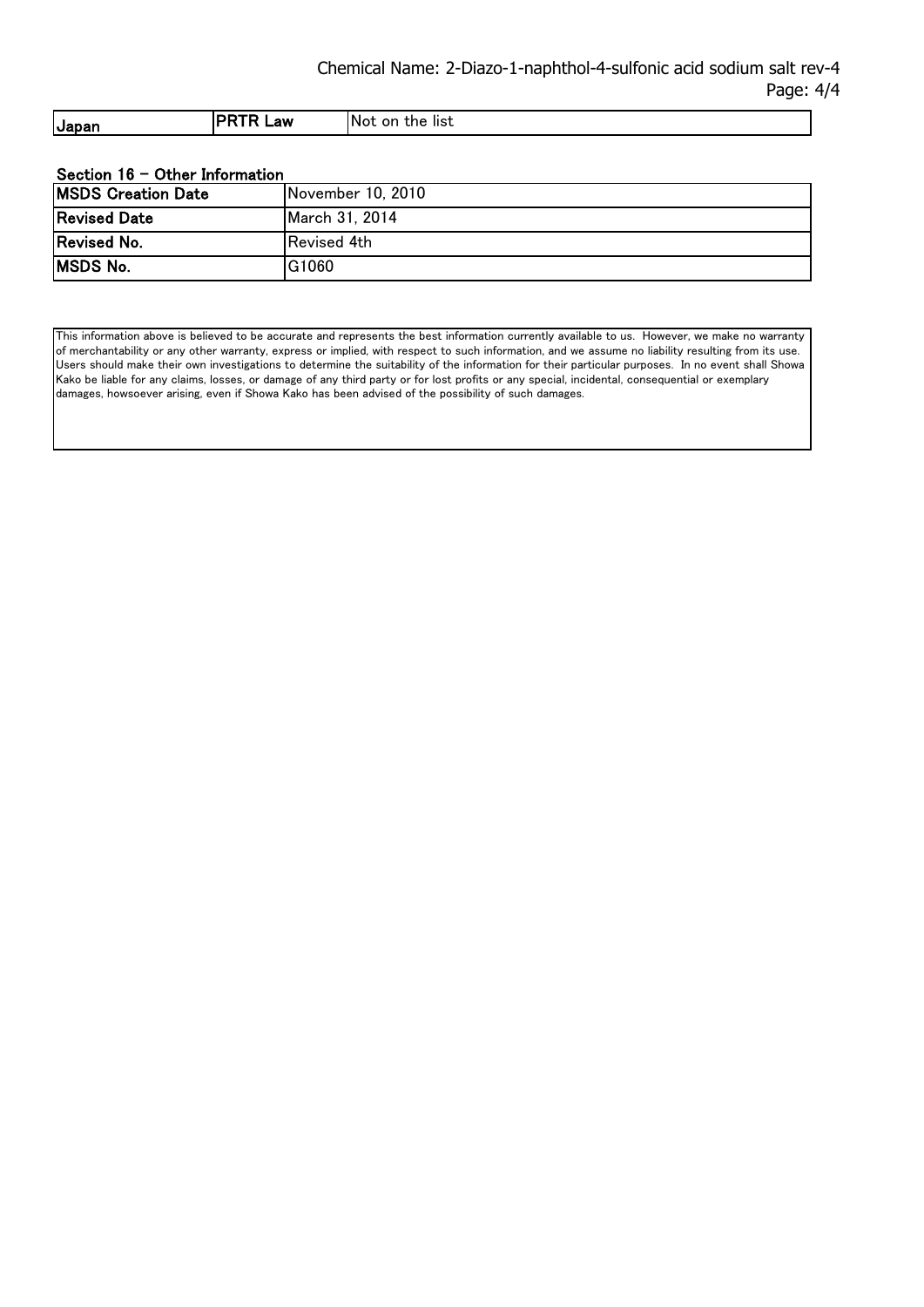| | | |
|---|---|---|
| Japan | PRTR Law | Not on the list |

## Section 16 – Other Information

| | |
|---|---|
| MSDS Creation Date | November 10, 2010 |
| Revised Date | March 31, 2014 |
| Revised No. | Revised 4th |
| MSDS No. | G1060 |

This information above is believed to be accurate and represents the best information currently available to us. However, we make no warranty of merchantability or any other warranty, express or implied, with respect to such information, and we assume no liability resulting from its use. Users should make their own investigations to determine the suitability of the information for their particular purposes. In no event shall Showa Kako be liable for any claims, losses, or damage of any third party or for lost profits or any special, incidental, consequential or exemplary damages, howsoever arising, even if Showa Kako has been advised of the possibility of such damages.